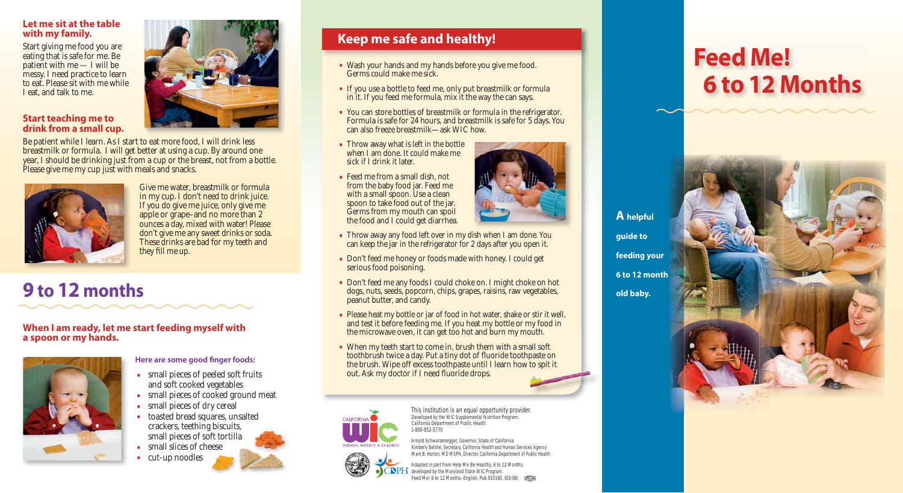### Let me sit at the table with my family.

Start giving me food you are eating that is safe for me. Be patient with me — I will be messy. I need practice to learn to eat. Please sit with me while I eat, and talk to me.

### Start teaching me to drink from a small cup.

Be patient while I learn. As I start to eat more food, I will drink less breastmilk or formula. I will get better at using a cup. By around one year, I should be drinking just from a cup or the breast, not from a bottle. Please give me my cup just with meals and snacks.

Give me water, breastmilk or formula in my cup. I don't need to drink juice. If you do give me juice, only give me apple or grape–and no more than 2 ounces a day, mixed with water! Please don't give me any sweet drinks or soda. These drinks are bad for my teeth and they fill me up.

## 9 to 12 months

### When I am ready, let me start feeding myself with a spoon or my hands.

**Here are some good finger foods:**

- small pieces of peeled soft fruits and soft cooked vegetables
- small pieces of cooked ground meat
- small pieces of dry cereal
- toasted bread squares, unsalted crackers, teething biscuits, small pieces of soft tortilla
- small slices of cheese
- cut-up noodles

## Keep me safe and healthy!

- Wash your hands and my hands before you give me food. Germs could make me sick.
- If you use a bottle to feed me, only put breastmilk or formula in it. If you feed me formula, mix it the way the can says.
- You can store bottles of breastmilk or formula in the refrigerator. Formula is safe for 24 hours, and breastmilk is safe for 5 days. You can also freeze breastmilk—ask WIC how.
- Throw away what is left in the bottle when I am done. It could make me sick if I drink it later.
- Feed me from a small dish, not from the baby food jar. Feed me with a small spoon. Use a clean spoon to take food out of the jar. Germs from my mouth can spoil the food and I could get diarrhea.
- Throw away any food left over in my dish when I am done. You can keep the jar in the refrigerator for 2 days after you open it.
- Don't feed me honey or foods made with honey. I could get serious food poisoning.
- Don't feed me any foods I could choke on. I might choke on hot dogs, nuts, seeds, popcorn, chips, grapes, raisins, raw vegetables, peanut butter, and candy.
- Please heat my bottle or jar of food in hot water, shake or stir it well, and test it before feeding me. If you heat my bottle or my food in the microwave oven, it can get too hot and burn my mouth.
- When my teeth start to come in, brush them with a small soft toothbrush twice a day. Put a tiny dot of fluoride toothpaste on the brush. Wipe off excess toothpaste until I learn how to spit it out. Ask my doctor if I need fluoride drops.

*This institution is an equal opportunity provider.*
Developed by the WIC Supplemental Nutrition Program, California Department of Public Health.
1-800-852-5770

Arnold Schwarzenegger, Governor, State of California
Kimberly Belshé, Secretary, California Health and Human Services Agency
Mark B. Horton, MD MSPH, Director, California Department of Public Health

Adapted in part from Help Me Be Healthy, 6 to 12 Months, developed by the Maryland State WIC Program.
Feed Me! 6 to 12 Months–English, Pub 910160, (03/08)

# Feed Me! 6 to 12 Months

**A helpful guide to feeding your 6 to 12 month old baby.**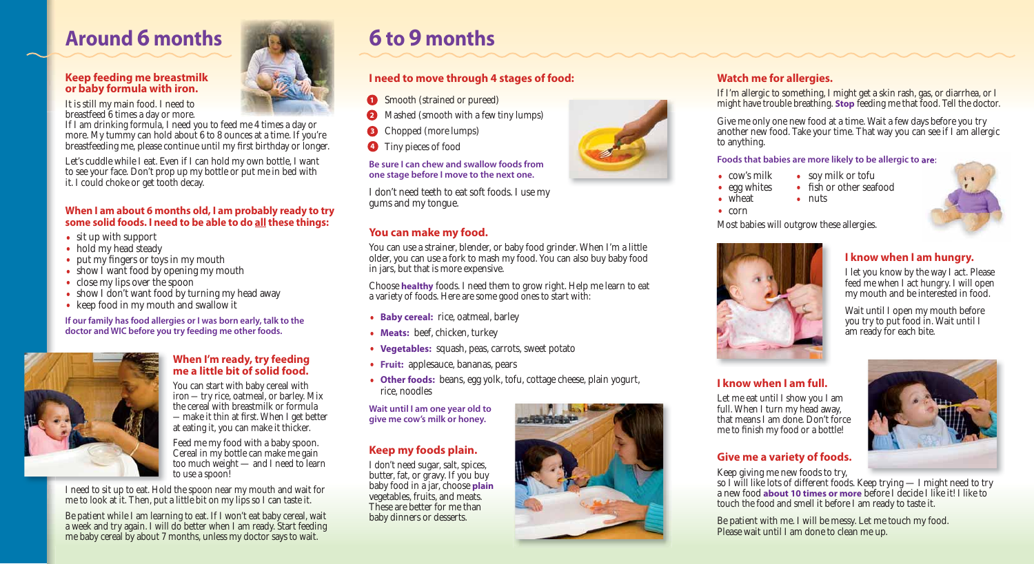# Around 6 months

### Keep feeding me breastmilk or baby formula with iron.

It is still my main food. I need to breastfeed 6 times a day or more. If I am drinking formula, I need you to feed me 4 times a day or more. My tummy can hold about 6 to 8 ounces at a time. If you're breastfeeding me, please continue until my first birthday or longer.

Let's cuddle while I eat. Even if I can hold my own bottle, I want to see your face. Don't prop up my bottle or put me in bed with it. I could choke or get tooth decay.

### When I am about 6 months old, I am probably ready to try some solid foods. I need to be able to do all these things:

- sit up with support
- hold my head steady
- put my fingers or toys in my mouth
- show I want food by opening my mouth
- close my lips over the spoon
- show I don't want food by turning my head away
- keep food in my mouth and swallow it

**If our family has food allergies or I was born early, talk to the doctor and WIC before you try feeding me other foods.**

### When I'm ready, try feeding me a little bit of solid food.

You can start with baby cereal with iron — try rice, oatmeal, or barley. Mix the cereal with breastmilk or formula — make it thin at first. When I get better at eating it, you can make it thicker.

Feed me my food with a baby spoon. Cereal in my bottle can make me gain too much weight — and I need to learn to use a spoon!

I need to sit up to eat. Hold the spoon near my mouth and wait for me to look at it. Then, put a little bit on my lips so I can taste it.

Be patient while I am learning to eat. If I won't eat baby cereal, wait a week and try again. I will do better when I am ready. Start feeding me baby cereal by about 7 months, unless my doctor says to wait.

# 6 to 9 months

### I need to move through 4 stages of food:

1. Smooth (strained or pureed)
2. Mashed (smooth with a few tiny lumps)
3. Chopped (more lumps)
4. Tiny pieces of food

**Be sure I can chew and swallow foods from one stage before I move to the next one.**

I don't need teeth to eat soft foods. I use my gums and my tongue.

### You can make my food.

You can use a strainer, blender, or baby food grinder. When I'm a little older, you can use a fork to mash my food. You can also buy baby food in jars, but that is more expensive.

Choose **healthy** foods. I need them to grow right. Help me learn to eat a variety of foods. Here are some good ones to start with:

- **Baby cereal:** rice, oatmeal, barley
- **Meats:** beef, chicken, turkey
- **Vegetables:** squash, peas, carrots, sweet potato
- **Fruit:** applesauce, bananas, pears
- **Other foods:** beans, egg yolk, tofu, cottage cheese, plain yogurt, rice, noodles

**Wait until I am one year old to give me cow's milk or honey.**

### Keep my foods plain.

I don't need sugar, salt, spices, butter, fat, or gravy. If you buy baby food in a jar, choose **plain** vegetables, fruits, and meats. These are better for me than baby dinners or desserts.

### Watch me for allergies.

If I'm allergic to something, I might get a skin rash, gas, or diarrhea, or I might have trouble breathing. **Stop** feeding me that food. Tell the doctor.

Give me only one new food at a time. Wait a few days before you try another new food. Take your time. That way you can see if I am allergic to anything.

**Foods that babies are more likely to be allergic to are:**

- cow's milk
- egg whites
- wheat
- corn
- soy milk or tofu
- fish or other seafood
- nuts

Most babies will outgrow these allergies.

### I know when I am hungry.

I let you know by the way I act. Please feed me when I act hungry. I will open my mouth and be interested in food.

Wait until I open my mouth before you try to put food in. Wait until I am ready for each bite.

### I know when I am full.

Let me eat until I show you I am full. When I turn my head away, that means I am done. Don't force me to finish my food or a bottle!

### Give me a variety of foods.

Keep giving me new foods to try, so I will like lots of different foods. Keep trying — I might need to try a new food **about 10 times or more** before I decide I like it! I like to touch the food and smell it before I am ready to taste it.

Be patient with me. I will be messy. Let me touch my food. Please wait until I am done to clean me up.